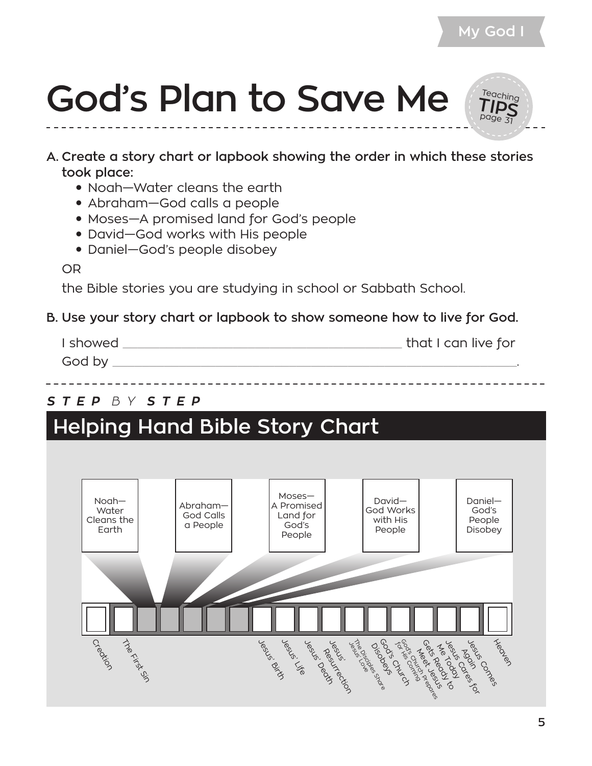# God's Plan to Save Me

Teaching TIPS page 31

**A. Create a story chart or lapbook showing the order in which these stories took place:**

- Noah—Water cleans the earth
- Abraham—God calls a people
- Moses—A promised land for God's people
- David—God works with His people
- Daniel—God's people disobey

OR

the Bible stories you are studying in school or Sabbath School.

**B. Use your story chart or lapbook to show someone how to live for God.**

I showed ________________________________________ that I can live for God by ________________________________________.

***STEP*** *BY* ***STEP***

## Helping Hand Bible Story Chart

Noah—Water Cleans the Earth

Abraham—God Calls a People

Moses—A Promised Land for God's People

David—God Works with His People

Daniel—God's People Disobey

Creation

The First Sin

Jesus' Birth

Jesus' Life

Jesus' Death

Jesus' Resurrection

The Disciples Share Jesus' Love

God's Church Disobeys

God's Church Prepares for His Coming

Gets Ready to Meet Jesus

Jesus Today Me

Jesus Cares for

Jesus Comes Again

Heaven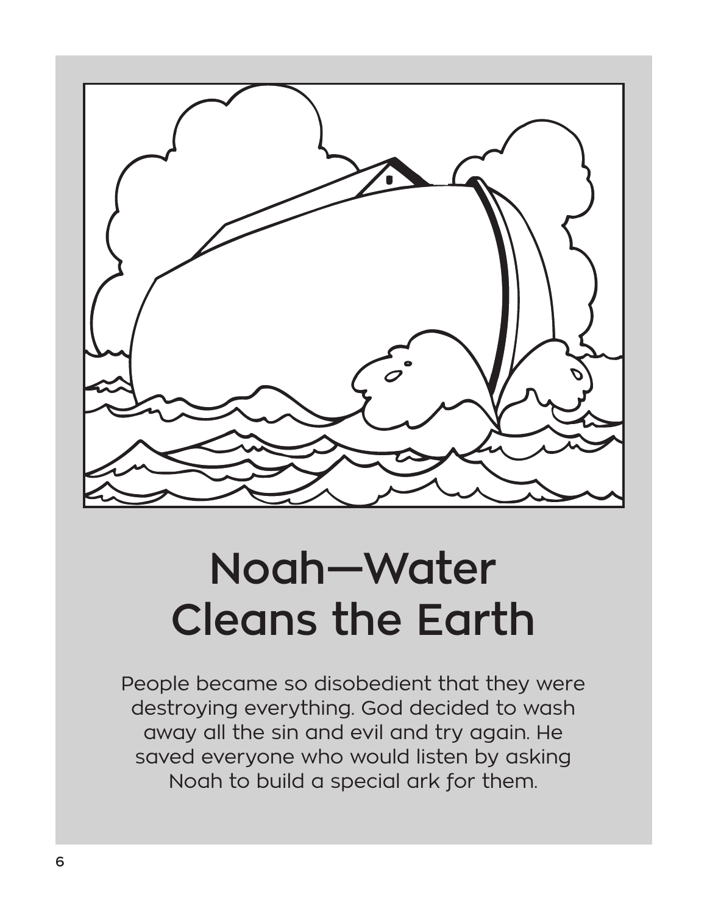# Noah—Water Cleans the Earth

People became so disobedient that they were destroying everything. God decided to wash away all the sin and evil and try again. He saved everyone who would listen by asking Noah to build a special ark for them.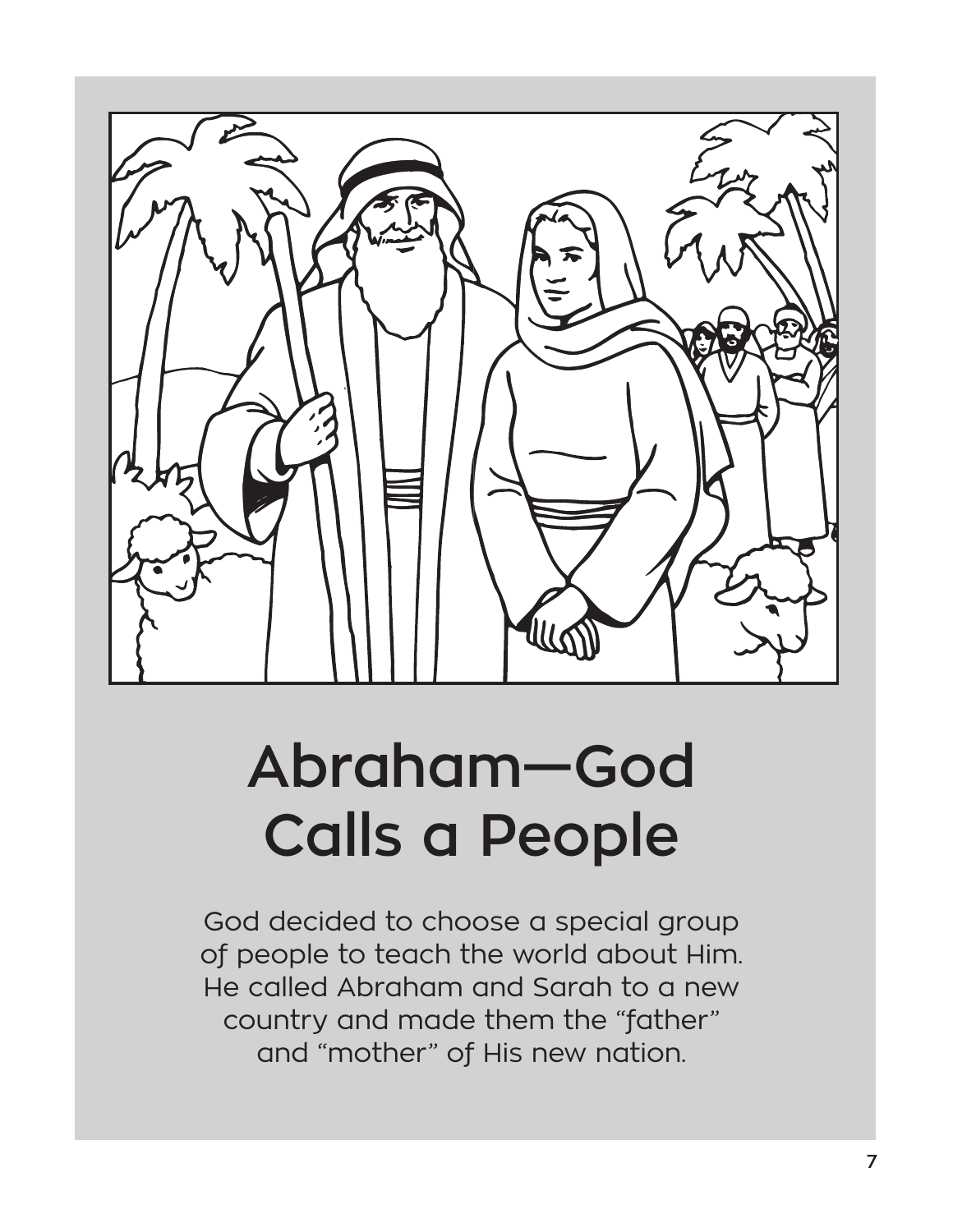# Abraham—God Calls a People

God decided to choose a special group of people to teach the world about Him. He called Abraham and Sarah to a new country and made them the "father" and "mother" of His new nation.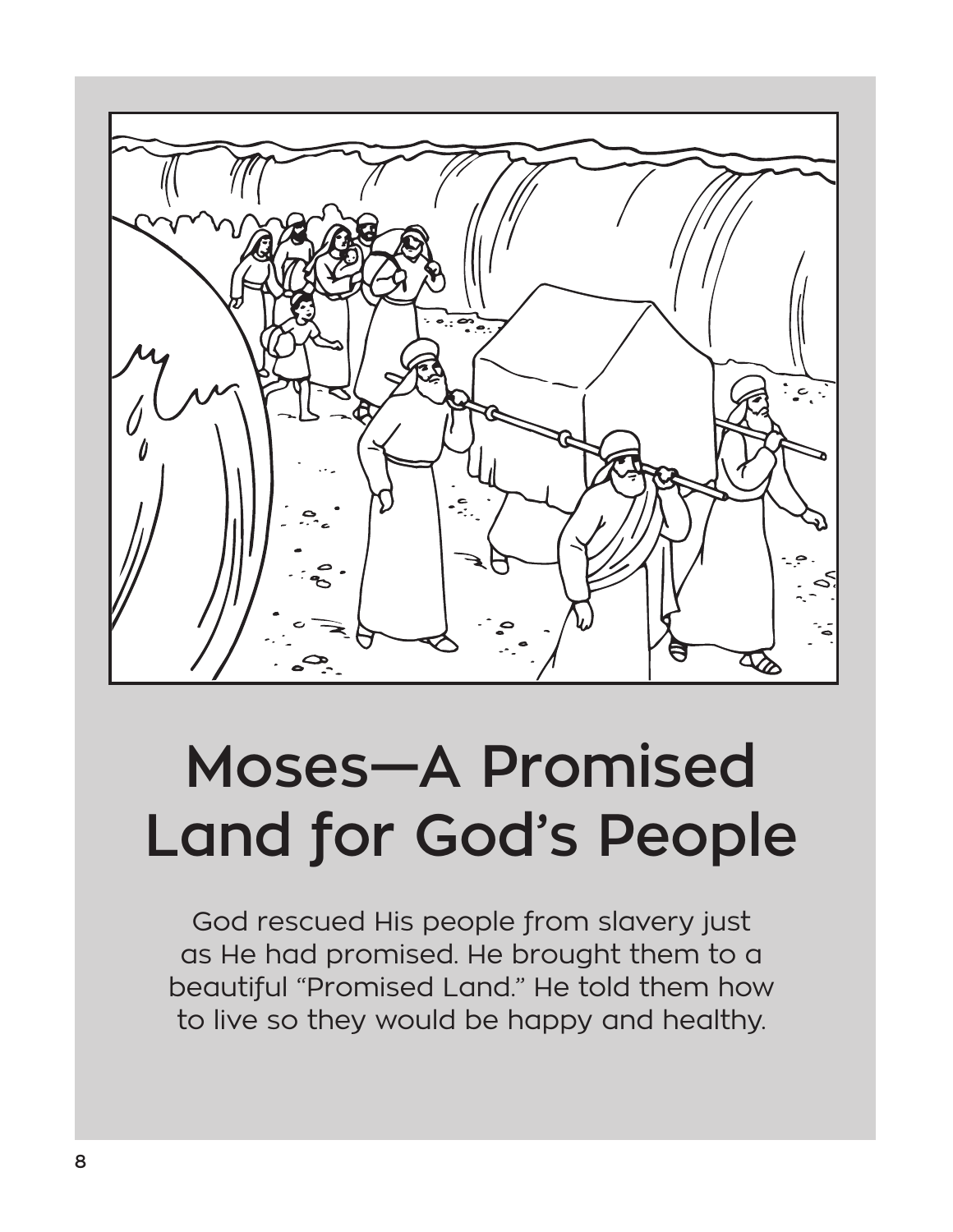# Moses—A Promised Land for God's People

God rescued His people from slavery just as He had promised. He brought them to a beautiful "Promised Land." He told them how to live so they would be happy and healthy.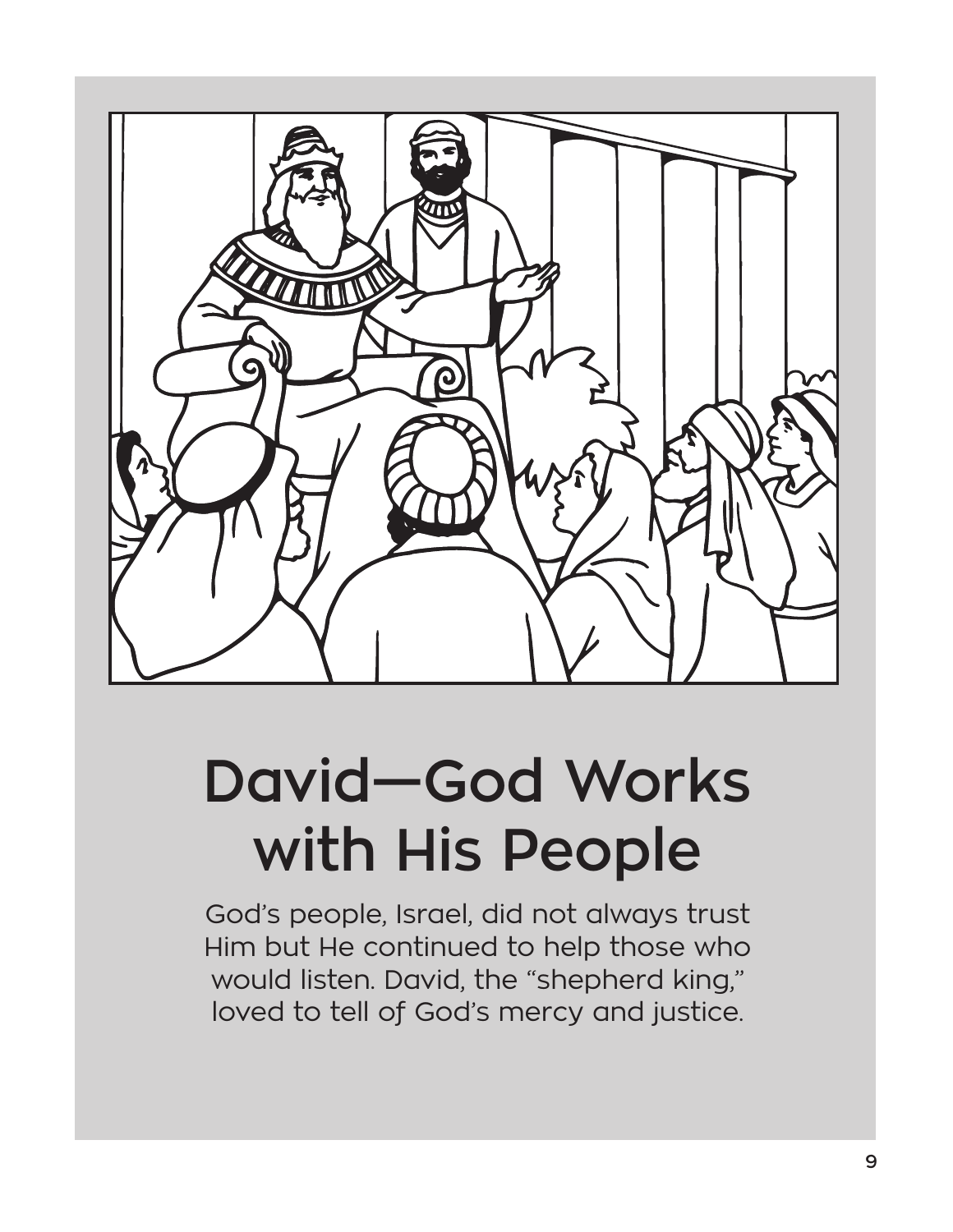# David—God Works with His People

God's people, Israel, did not always trust Him but He continued to help those who would listen. David, the "shepherd king," loved to tell of God's mercy and justice.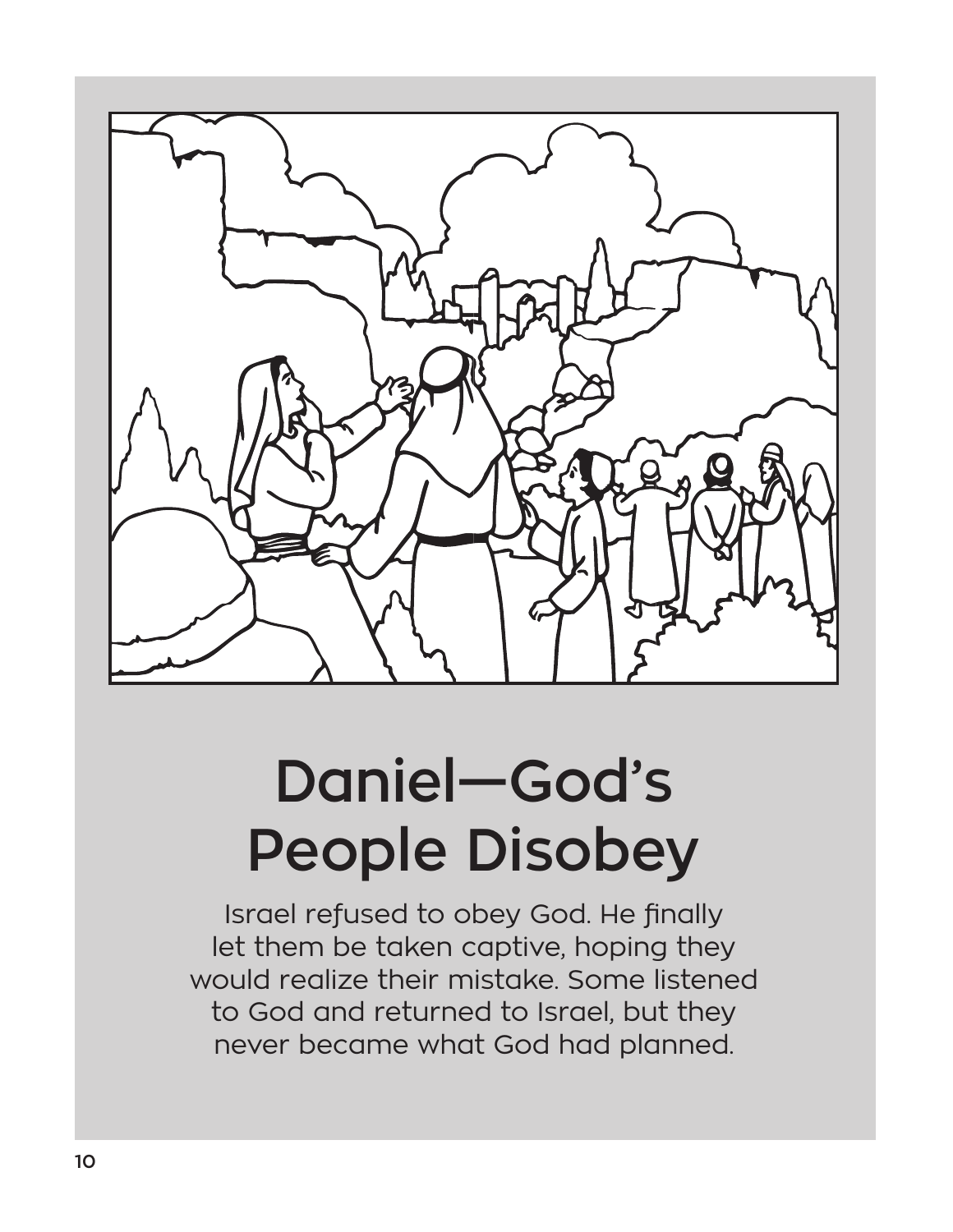# Daniel—God's People Disobey

Israel refused to obey God. He finally let them be taken captive, hoping they would realize their mistake. Some listened to God and returned to Israel, but they never became what God had planned.